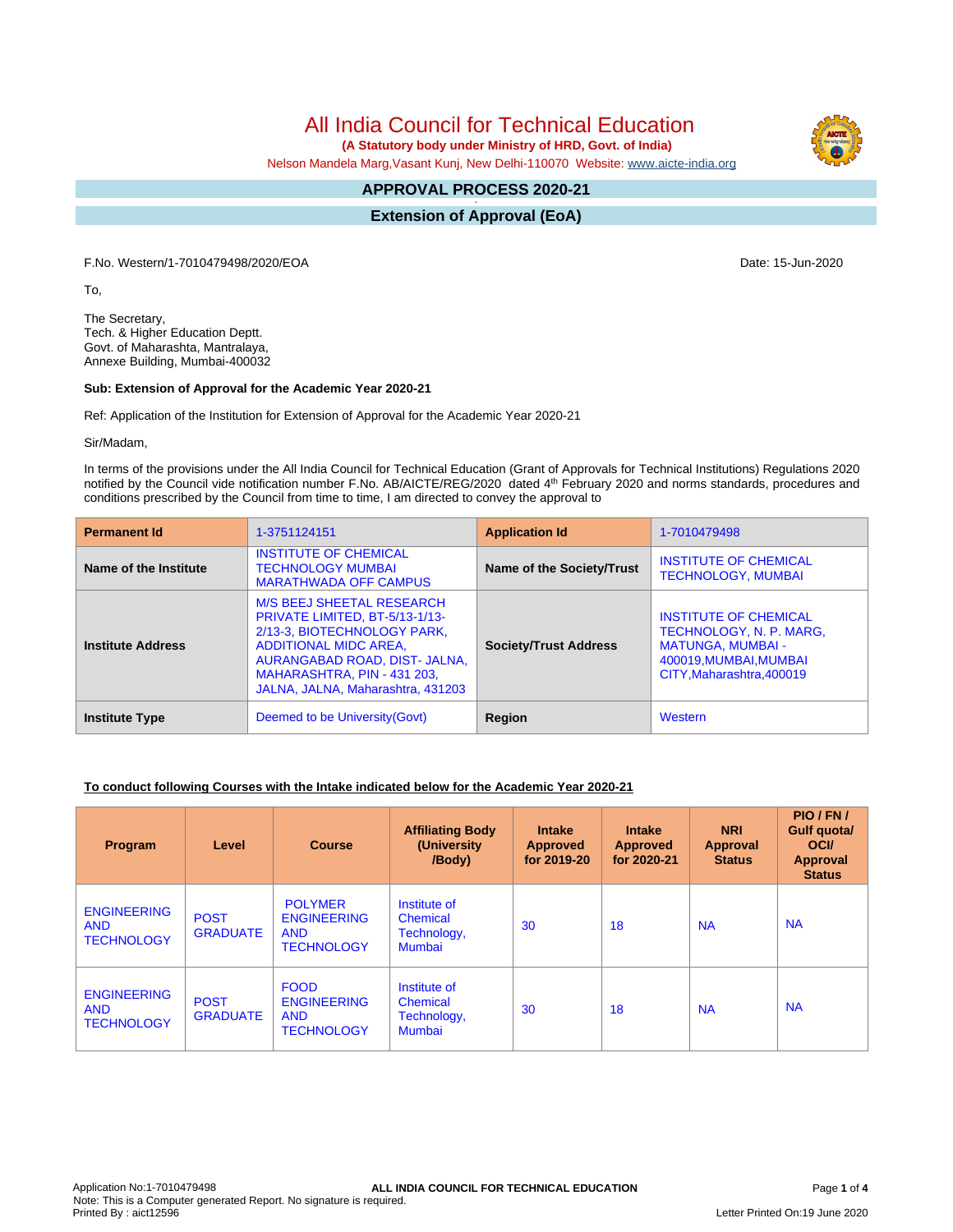# All India Council for Technical Education

**(A Statutory body under Ministry of HRD, Govt. of India)**

Nelson Mandela Marg,Vasant Kunj, New Delhi-110070 Website: www.aicte-india.org

## APPROVAL PROCESS 2020-21

## Extension of Approval (EoA)

F.No. Western/1-7010479498/2020/EOA

Date: 15-Jun-2020

To,

The Secretary,
Tech. & Higher Education Deptt.
Govt. of Maharashta, Mantralaya,
Annexe Building, Mumbai-400032

**Sub: Extension of Approval for the Academic Year 2020-21**

Ref: Application of the Institution for Extension of Approval for the Academic Year 2020-21

Sir/Madam,

In terms of the provisions under the All India Council for Technical Education (Grant of Approvals for Technical Institutions) Regulations 2020 notified by the Council vide notification number F.No. AB/AICTE/REG/2020 dated 4th February 2020 and norms standards, procedures and conditions prescribed by the Council from time to time, I am directed to convey the approval to

| **Permanent Id** | 1-3751124151 | **Application Id** | 1-7010479498 |
|---|---|---|---|
| **Name of the Institute** | INSTITUTE OF CHEMICAL TECHNOLOGY MUMBAI MARATHWADA OFF CAMPUS | **Name of the Society/Trust** | INSTITUTE OF CHEMICAL TECHNOLOGY, MUMBAI |
| **Institute Address** | M/S BEEJ SHEETAL RESEARCH PRIVATE LIMITED, BT-5/13-1/13-2/13-3, BIOTECHNOLOGY PARK, ADDITIONAL MIDC AREA, AURANGABAD ROAD, DIST- JALNA, MAHARASHTRA, PIN - 431 203, JALNA, JALNA, Maharashtra, 431203 | **Society/Trust Address** | INSTITUTE OF CHEMICAL TECHNOLOGY, N. P. MARG, MATUNGA, MUMBAI - 400019,MUMBAI,MUMBAI CITY,Maharashtra,400019 |
| **Institute Type** | Deemed to be University(Govt) | **Region** | Western |

**To conduct following Courses with the Intake indicated below for the Academic Year 2020-21**

| Program | Level | Course | Affiliating Body (University /Body) | Intake Approved for 2019-20 | Intake Approved for 2020-21 | NRI Approval Status | PIO / FN / Gulf quota/ OCI/ Approval Status |
|---|---|---|---|---|---|---|---|
| ENGINEERING AND TECHNOLOGY | POST GRADUATE | POLYMER ENGINEERING AND TECHNOLOGY | Institute of Chemical Technology, Mumbai | 30 | 18 | NA | NA |
| ENGINEERING AND TECHNOLOGY | POST GRADUATE | FOOD ENGINEERING AND TECHNOLOGY | Institute of Chemical Technology, Mumbai | 30 | 18 | NA | NA |

Application No:1-7010479498
Note: This is a Computer generated Report. No signature is required.
Printed By : aict12596

Letter Printed On:19 June 2020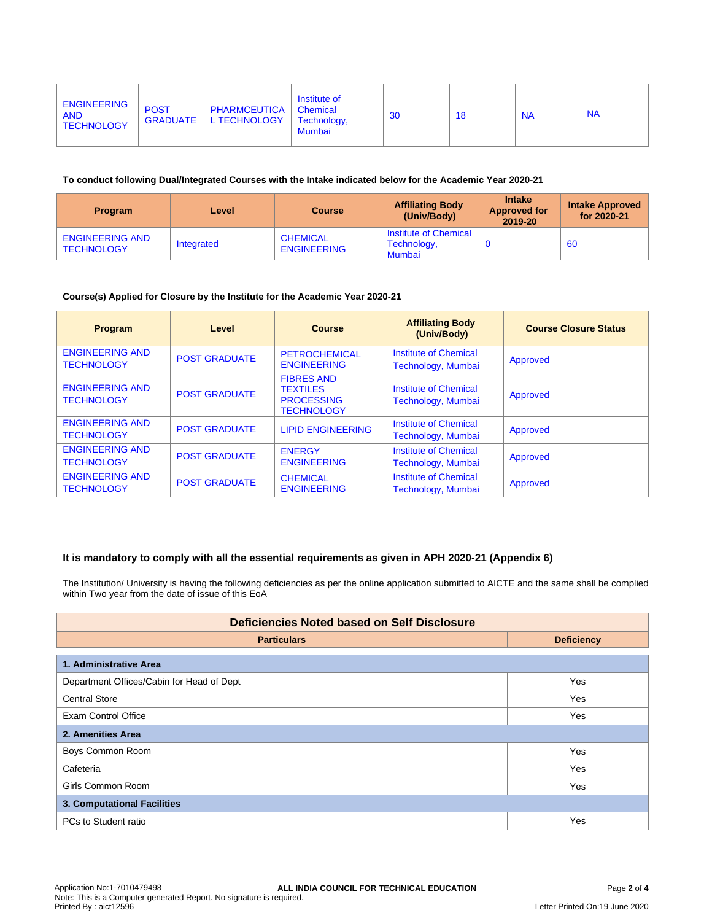| ENGINEERING AND TECHNOLOGY | POST GRADUATE | PHARMCEUTICAL TECHNOLOGY | Institute of Chemical Technology, Mumbai | 30 | 18 | NA | NA |
|---|---|---|---|---|---|---|---|

**To conduct following Dual/Integrated Courses with the Intake indicated below for the Academic Year 2020-21**

| Program | Level | Course | Affiliating Body (Univ/Body) | Intake Approved for 2019-20 | Intake Approved for 2020-21 |
|---|---|---|---|---|---|
| ENGINEERING AND TECHNOLOGY | Integrated | CHEMICAL ENGINEERING | Institute of Chemical Technology, Mumbai | 0 | 60 |

**Course(s) Applied for Closure by the Institute for the Academic Year 2020-21**

| Program | Level | Course | Affiliating Body (Univ/Body) | Course Closure Status |
|---|---|---|---|---|
| ENGINEERING AND TECHNOLOGY | POST GRADUATE | PETROCHEMICAL ENGINEERING | Institute of Chemical Technology, Mumbai | Approved |
| ENGINEERING AND TECHNOLOGY | POST GRADUATE | FIBRES AND TEXTILES PROCESSING TECHNOLOGY | Institute of Chemical Technology, Mumbai | Approved |
| ENGINEERING AND TECHNOLOGY | POST GRADUATE | LIPID ENGINEERING | Institute of Chemical Technology, Mumbai | Approved |
| ENGINEERING AND TECHNOLOGY | POST GRADUATE | ENERGY ENGINEERING | Institute of Chemical Technology, Mumbai | Approved |
| ENGINEERING AND TECHNOLOGY | POST GRADUATE | CHEMICAL ENGINEERING | Institute of Chemical Technology, Mumbai | Approved |

**It is mandatory to comply with all the essential requirements as given in APH 2020-21 (Appendix 6)**

The Institution/ University is having the following deficiencies as per the online application submitted to AICTE and the same shall be complied within Two year from the date of issue of this EoA

| Deficiencies Noted based on Self Disclosure | |
|---|---|
| **Particulars** | **Deficiency** |
| **1. Administrative Area** | |
| Department Offices/Cabin for Head of Dept | Yes |
| Central Store | Yes |
| Exam Control Office | Yes |
| **2. Amenities Area** | |
| Boys Common Room | Yes |
| Cafeteria | Yes |
| Girls Common Room | Yes |
| **3. Computational Facilities** | |
| PCs to Student ratio | Yes |

Application No:1-7010479498
Note: This is a Computer generated Report. No signature is required.
Printed By : aict12596

ALL INDIA COUNCIL FOR TECHNICAL EDUCATION

Letter Printed On:19 June 2020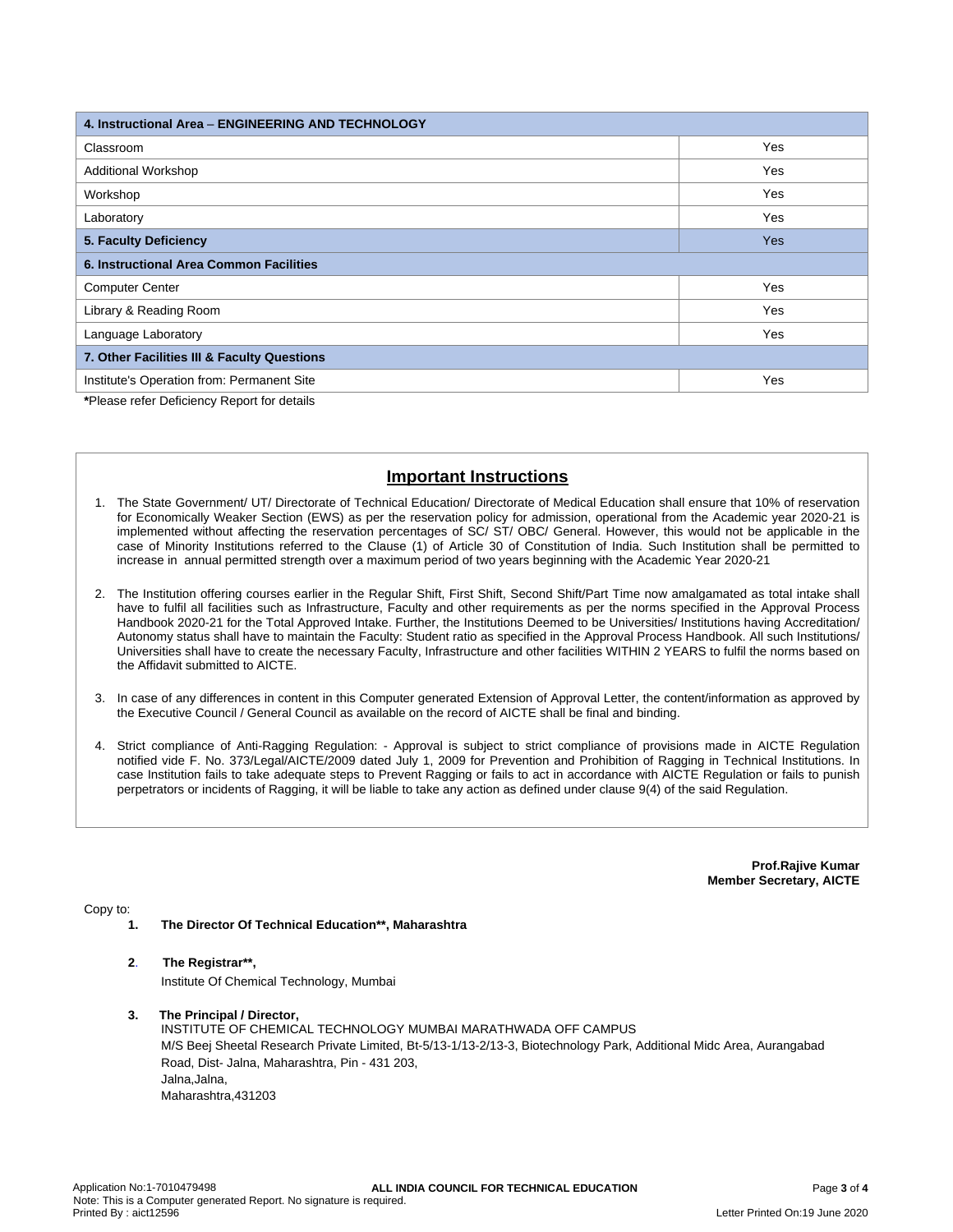| 4. Instructional Area – ENGINEERING AND TECHNOLOGY | |
|---|---|
| Classroom | Yes |
| Additional Workshop | Yes |
| Workshop | Yes |
| Laboratory | Yes |
| **5. Faculty Deficiency** | Yes |
| **6. Instructional Area Common Facilities** | |
| Computer Center | Yes |
| Library & Reading Room | Yes |
| Language Laboratory | Yes |
| **7. Other Facilities III & Faculty Questions** | |
| Institute's Operation from: Permanent Site | Yes |

**\***Please refer Deficiency Report for details

## Important Instructions

1. The State Government/ UT/ Directorate of Technical Education/ Directorate of Medical Education shall ensure that 10% of reservation for Economically Weaker Section (EWS) as per the reservation policy for admission, operational from the Academic year 2020-21 is implemented without affecting the reservation percentages of SC/ ST/ OBC/ General. However, this would not be applicable in the case of Minority Institutions referred to the Clause (1) of Article 30 of Constitution of India. Such Institution shall be permitted to increase in annual permitted strength over a maximum period of two years beginning with the Academic Year 2020-21

2. The Institution offering courses earlier in the Regular Shift, First Shift, Second Shift/Part Time now amalgamated as total intake shall have to fulfil all facilities such as Infrastructure, Faculty and other requirements as per the norms specified in the Approval Process Handbook 2020-21 for the Total Approved Intake. Further, the Institutions Deemed to be Universities/ Institutions having Accreditation/ Autonomy status shall have to maintain the Faculty: Student ratio as specified in the Approval Process Handbook. All such Institutions/ Universities shall have to create the necessary Faculty, Infrastructure and other facilities WITHIN 2 YEARS to fulfil the norms based on the Affidavit submitted to AICTE.

3. In case of any differences in content in this Computer generated Extension of Approval Letter, the content/information as approved by the Executive Council / General Council as available on the record of AICTE shall be final and binding.

4. Strict compliance of Anti-Ragging Regulation: - Approval is subject to strict compliance of provisions made in AICTE Regulation notified vide F. No. 373/Legal/AICTE/2009 dated July 1, 2009 for Prevention and Prohibition of Ragging in Technical Institutions. In case Institution fails to take adequate steps to Prevent Ragging or fails to act in accordance with AICTE Regulation or fails to punish perpetrators or incidents of Ragging, it will be liable to take any action as defined under clause 9(4) of the said Regulation.

**Prof.Rajive Kumar**
**Member Secretary, AICTE**

Copy to:

1. **The Director Of Technical Education\*\*, Maharashtra**

2. **The Registrar\*\*,**
   Institute Of Chemical Technology, Mumbai

3. **The Principal / Director,**
   INSTITUTE OF CHEMICAL TECHNOLOGY MUMBAI MARATHWADA OFF CAMPUS
   M/S Beej Sheetal Research Private Limited, Bt-5/13-1/13-2/13-3, Biotechnology Park, Additional Midc Area, Aurangabad Road, Dist- Jalna, Maharashtra, Pin - 431 203,
   Jalna,Jalna,
   Maharashtra,431203

Application No:1-7010479498
Note: This is a Computer generated Report. No signature is required.
Printed By : aict12596
Letter Printed On:19 June 2020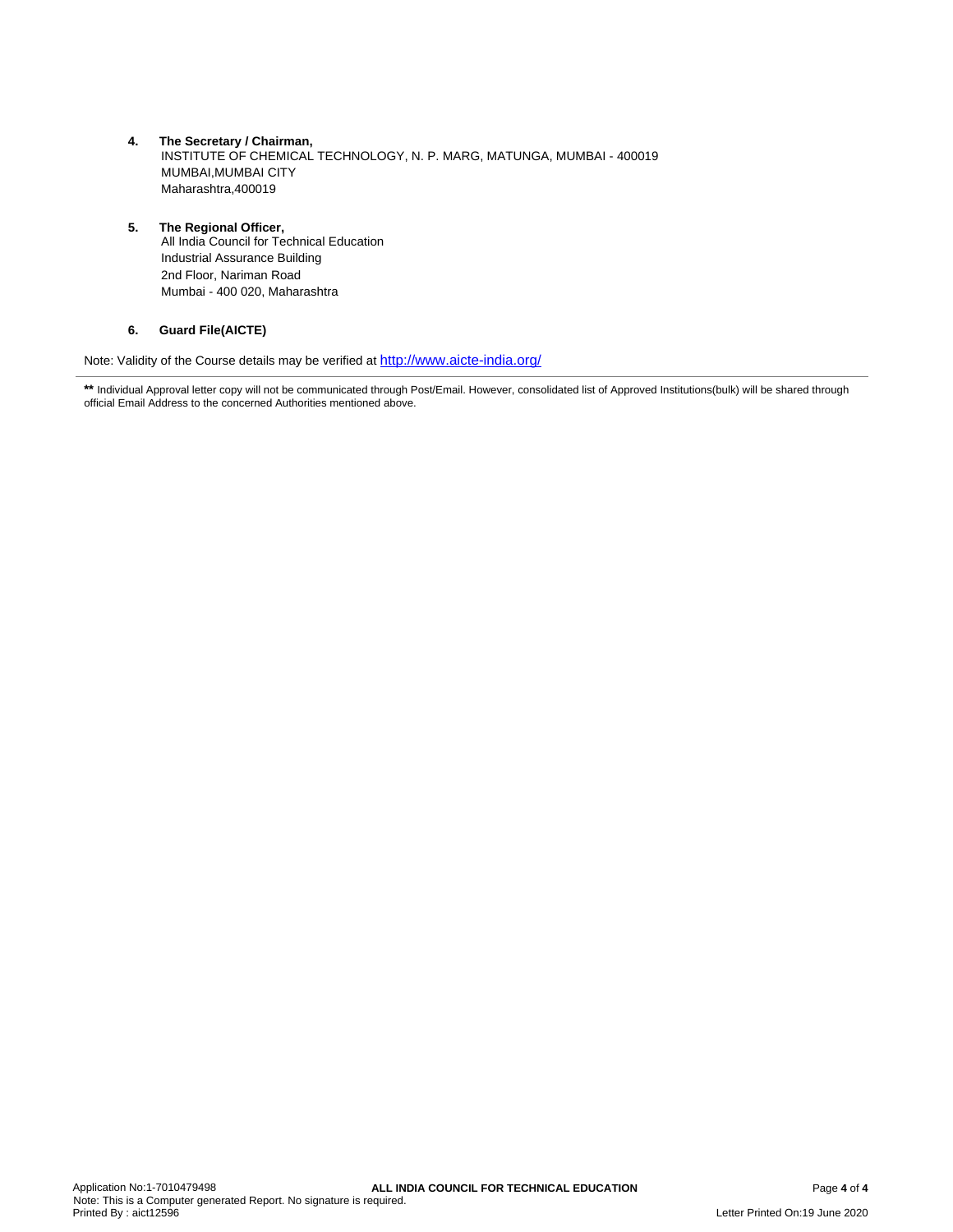4. **The Secretary / Chairman,**
   INSTITUTE OF CHEMICAL TECHNOLOGY, N. P. MARG, MATUNGA, MUMBAI - 400019
   MUMBAI,MUMBAI CITY
   Maharashtra,400019

5. **The Regional Officer,**
   All India Council for Technical Education
   Industrial Assurance Building
   2nd Floor, Nariman Road
   Mumbai - 400 020, Maharashtra

6. **Guard File(AICTE)**

Note: Validity of the Course details may be verified at http://www.aicte-india.org/

---

**\*\*** Individual Approval letter copy will not be communicated through Post/Email. However, consolidated list of Approved Institutions(bulk) will be shared through official Email Address to the concerned Authorities mentioned above.

Application No:1-7010479498
Note: This is a Computer generated Report. No signature is required.
Printed By : aict12596

Letter Printed On:19 June 2020